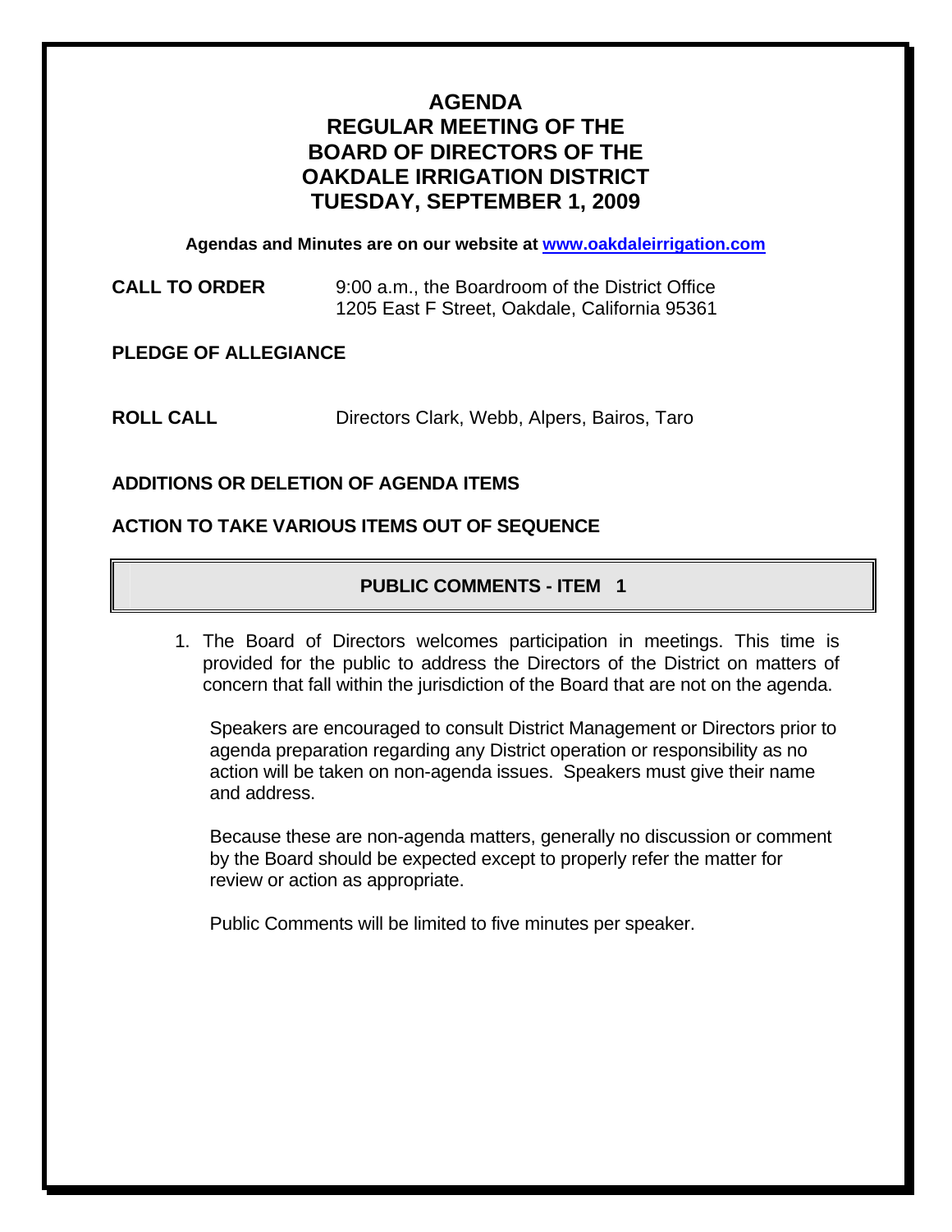# AGENDA
# REGULAR MEETING OF THE BOARD OF DIRECTORS OF THE OAKDALE IRRIGATION DISTRICT
# TUESDAY, SEPTEMBER 1, 2009

**Agendas and Minutes are on our website at [www.oakdaleirrigation.com](www.oakdaleirrigation.com)**

**CALL TO ORDER** 9:00 a.m., the Boardroom of the District Office
1205 East F Street, Oakdale, California 95361

**PLEDGE OF ALLEGIANCE**

**ROLL CALL** Directors Clark, Webb, Alpers, Bairos, Taro

**ADDITIONS OR DELETION OF AGENDA ITEMS**

**ACTION TO TAKE VARIOUS ITEMS OUT OF SEQUENCE**

## PUBLIC COMMENTS - ITEM 1

1. The Board of Directors welcomes participation in meetings. This time is provided for the public to address the Directors of the District on matters of concern that fall within the jurisdiction of the Board that are not on the agenda.

   Speakers are encouraged to consult District Management or Directors prior to agenda preparation regarding any District operation or responsibility as no action will be taken on non-agenda issues. Speakers must give their name and address.

   Because these are non-agenda matters, generally no discussion or comment by the Board should be expected except to properly refer the matter for review or action as appropriate.

   Public Comments will be limited to five minutes per speaker.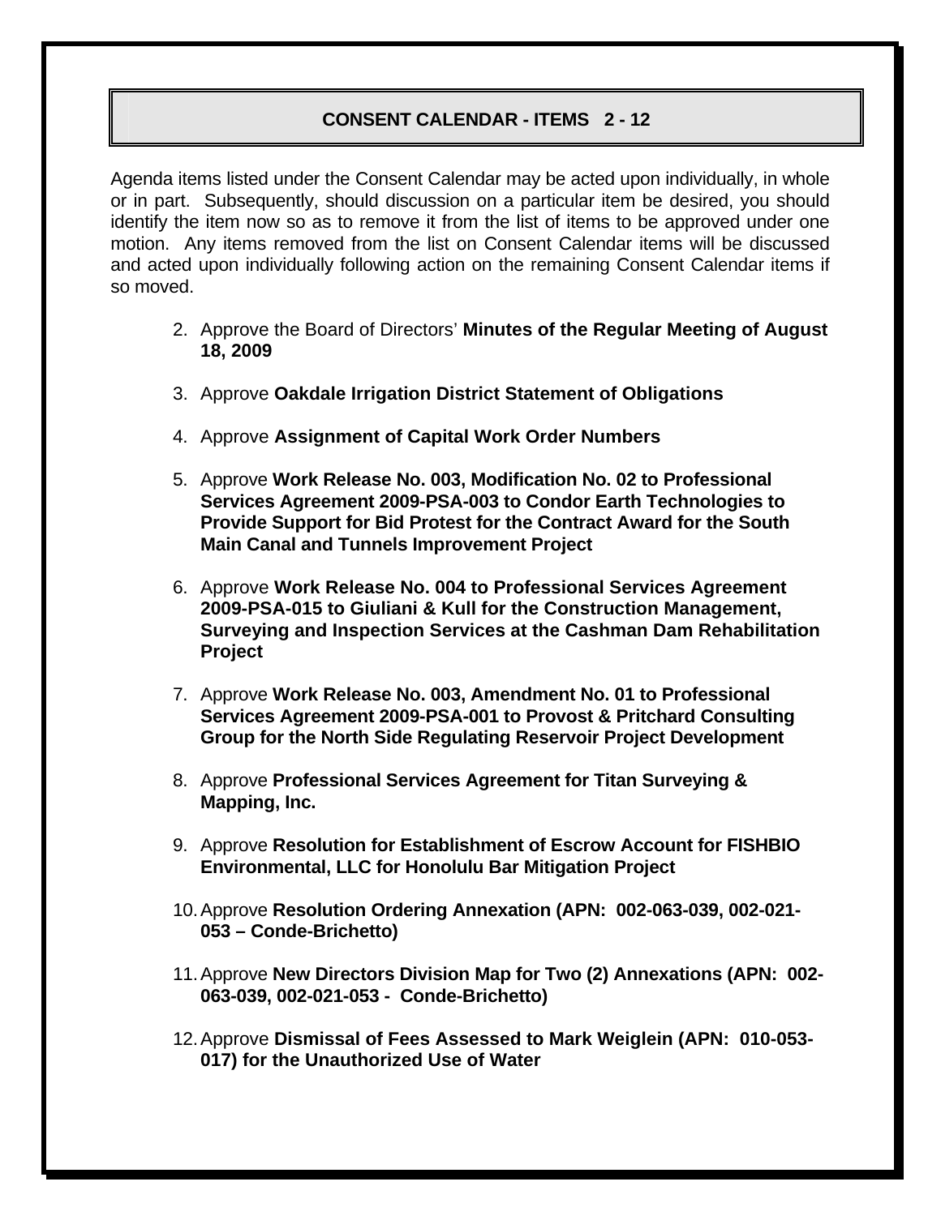## CONSENT CALENDAR - ITEMS 2 - 12

Agenda items listed under the Consent Calendar may be acted upon individually, in whole or in part. Subsequently, should discussion on a particular item be desired, you should identify the item now so as to remove it from the list of items to be approved under one motion. Any items removed from the list on Consent Calendar items will be discussed and acted upon individually following action on the remaining Consent Calendar items if so moved.

2. Approve the Board of Directors' **Minutes of the Regular Meeting of August 18, 2009**

3. Approve **Oakdale Irrigation District Statement of Obligations**

4. Approve **Assignment of Capital Work Order Numbers**

5. Approve **Work Release No. 003, Modification No. 02 to Professional Services Agreement 2009-PSA-003 to Condor Earth Technologies to Provide Support for Bid Protest for the Contract Award for the South Main Canal and Tunnels Improvement Project**

6. Approve **Work Release No. 004 to Professional Services Agreement 2009-PSA-015 to Giuliani & Kull for the Construction Management, Surveying and Inspection Services at the Cashman Dam Rehabilitation Project**

7. Approve **Work Release No. 003, Amendment No. 01 to Professional Services Agreement 2009-PSA-001 to Provost & Pritchard Consulting Group for the North Side Regulating Reservoir Project Development**

8. Approve **Professional Services Agreement for Titan Surveying & Mapping, Inc.**

9. Approve **Resolution for Establishment of Escrow Account for FISHBIO Environmental, LLC for Honolulu Bar Mitigation Project**

10. Approve **Resolution Ordering Annexation (APN: 002-063-039, 002-021-053 – Conde-Brichetto)**

11. Approve **New Directors Division Map for Two (2) Annexations (APN: 002-063-039, 002-021-053 - Conde-Brichetto)**

12. Approve **Dismissal of Fees Assessed to Mark Weiglein (APN: 010-053-017) for the Unauthorized Use of Water**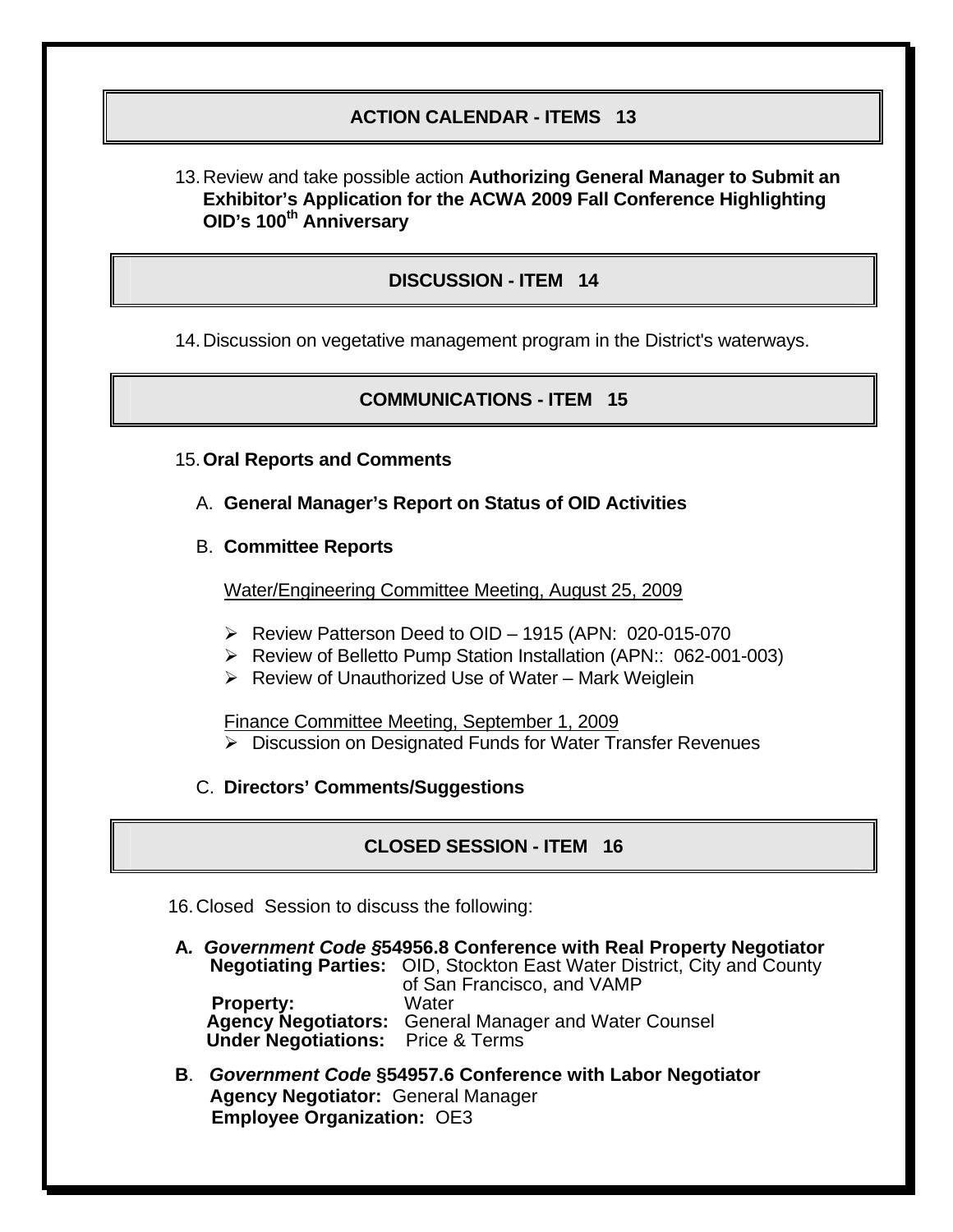## ACTION CALENDAR - ITEMS 13

13. Review and take possible action **Authorizing General Manager to Submit an Exhibitor's Application for the ACWA 2009 Fall Conference Highlighting OID's 100th Anniversary**

## DISCUSSION - ITEM 14

14. Discussion on vegetative management program in the District's waterways.

## COMMUNICATIONS - ITEM 15

15. **Oral Reports and Comments**

   A. **General Manager's Report on Status of OID Activities**

   B. **Committee Reports**

   Water/Engineering Committee Meeting, August 25, 2009

   - Review Patterson Deed to OID – 1915 (APN: 020-015-070
   - Review of Belletto Pump Station Installation (APN:: 062-001-003)
   - Review of Unauthorized Use of Water – Mark Weiglein

   Finance Committee Meeting, September 1, 2009

   - Discussion on Designated Funds for Water Transfer Revenues

   C. **Directors' Comments/Suggestions**

## CLOSED SESSION - ITEM 16

16. Closed Session to discuss the following:

**A. *Government Code §*54956.8 Conference with Real Property Negotiator**
**Negotiating Parties:** OID, Stockton East Water District, City and County of San Francisco, and VAMP
**Property:** Water
**Agency Negotiators:** General Manager and Water Counsel
**Under Negotiations:** Price & Terms

**B**. ***Government Code* §54957.6 Conference with Labor Negotiator**
**Agency Negotiator:** General Manager
**Employee Organization:** OE3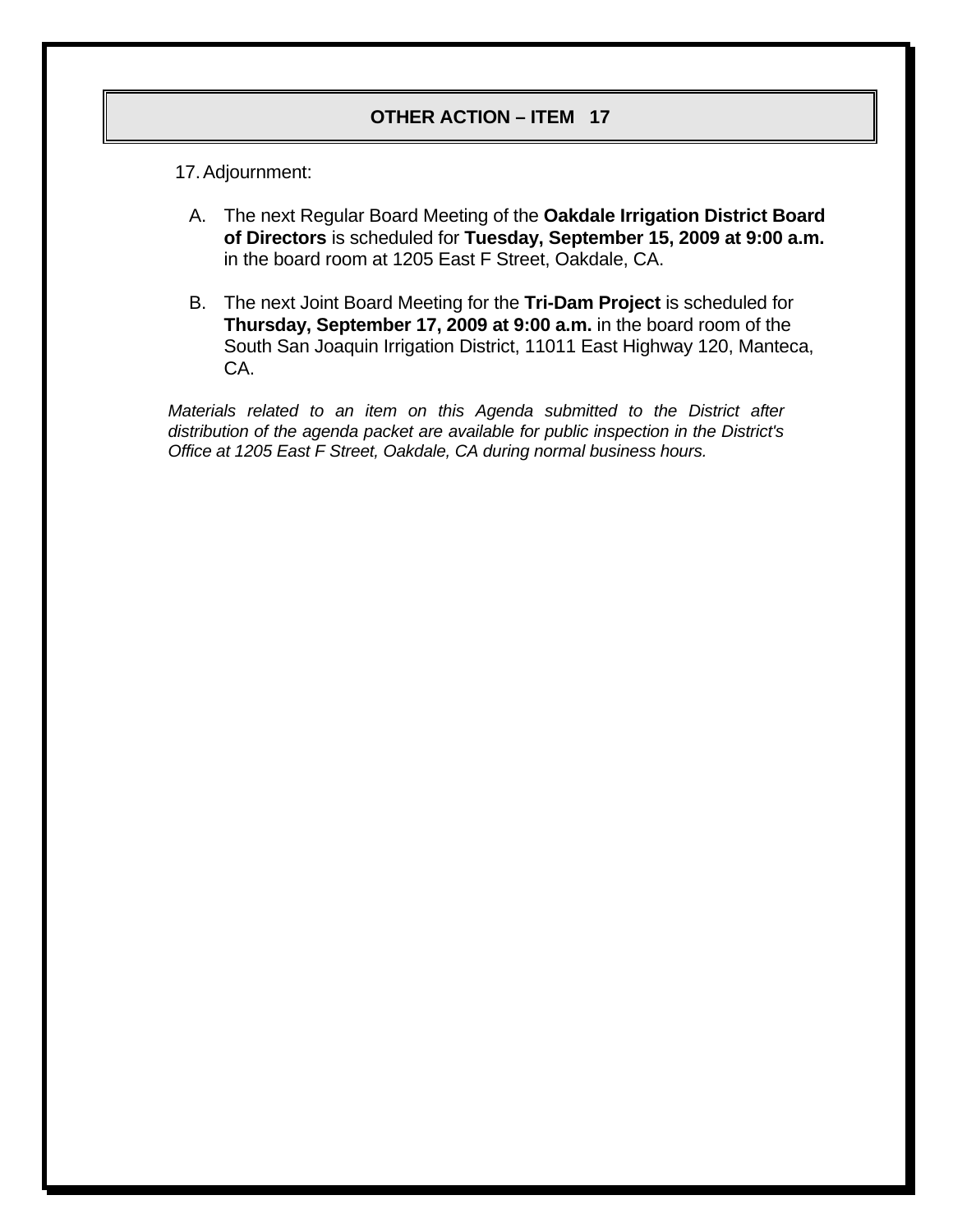## OTHER ACTION – ITEM 17

17. Adjournment:

   A. The next Regular Board Meeting of the **Oakdale Irrigation District Board of Directors** is scheduled for **Tuesday, September 15, 2009 at 9:00 a.m.** in the board room at 1205 East F Street, Oakdale, CA.

   B. The next Joint Board Meeting for the **Tri-Dam Project** is scheduled for **Thursday, September 17, 2009 at 9:00 a.m.** in the board room of the South San Joaquin Irrigation District, 11011 East Highway 120, Manteca, CA.

*Materials related to an item on this Agenda submitted to the District after distribution of the agenda packet are available for public inspection in the District's Office at 1205 East F Street, Oakdale, CA during normal business hours.*